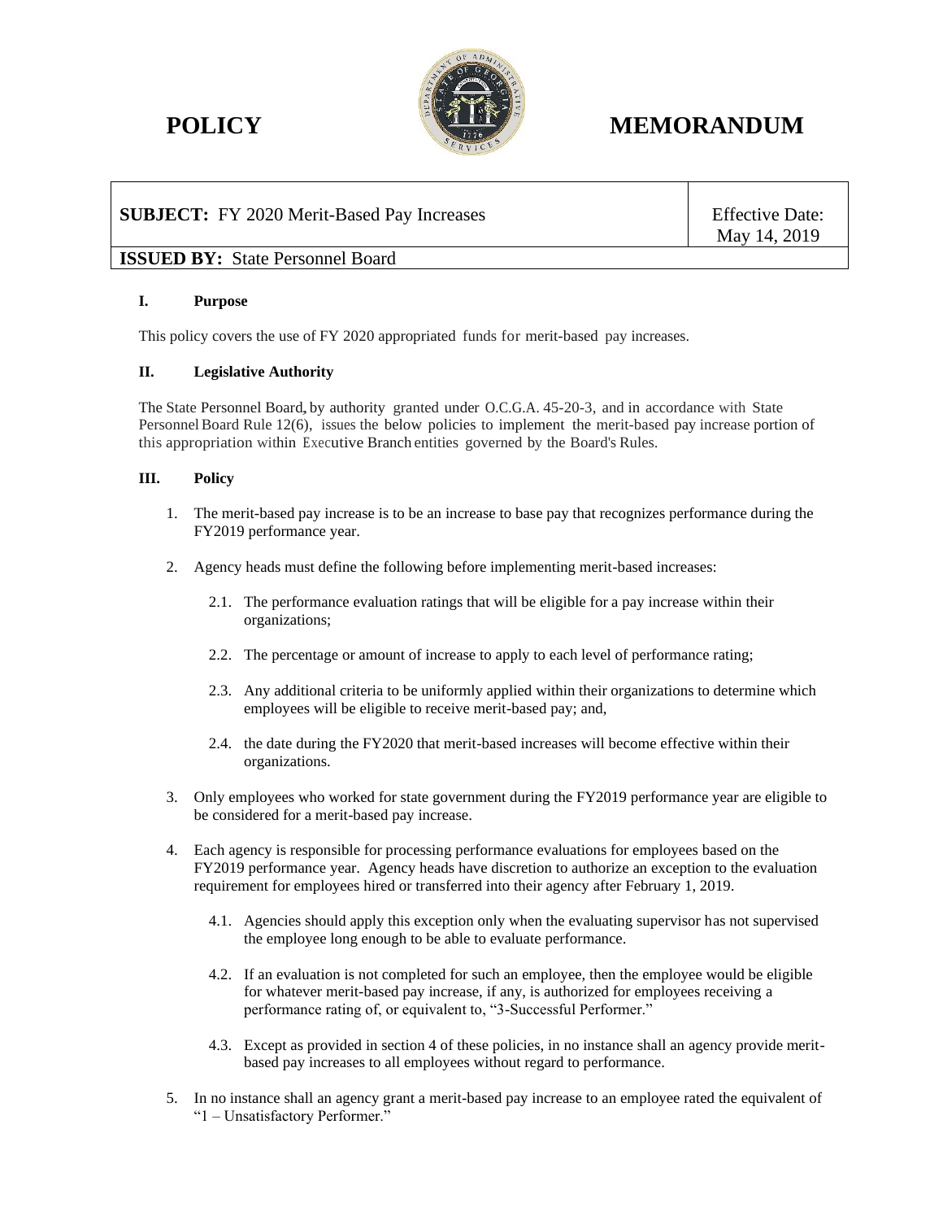# POLICY MEMORANDUM

| **SUBJECT:** FY 2020 Merit-Based Pay Increases | Effective Date: May 14, 2019 |
| --- | --- |
| **ISSUED BY:** State Personnel Board | |

## I. Purpose

This policy covers the use of FY 2020 appropriated funds for merit-based pay increases.

## II. Legislative Authority

The State Personnel Board, by authority granted under O.C.G.A. 45-20-3, and in accordance with State Personnel Board Rule 12(6), issues the below policies to implement the merit-based pay increase portion of this appropriation within Executive Branch entities governed by the Board's Rules.

## III. Policy

1. The merit-based pay increase is to be an increase to base pay that recognizes performance during the FY2019 performance year.

2. Agency heads must define the following before implementing merit-based increases:

   2.1. The performance evaluation ratings that will be eligible for a pay increase within their organizations;

   2.2. The percentage or amount of increase to apply to each level of performance rating;

   2.3. Any additional criteria to be uniformly applied within their organizations to determine which employees will be eligible to receive merit-based pay; and,

   2.4. the date during the FY2020 that merit-based increases will become effective within their organizations.

3. Only employees who worked for state government during the FY2019 performance year are eligible to be considered for a merit-based pay increase.

4. Each agency is responsible for processing performance evaluations for employees based on the FY2019 performance year. Agency heads have discretion to authorize an exception to the evaluation requirement for employees hired or transferred into their agency after February 1, 2019.

   4.1. Agencies should apply this exception only when the evaluating supervisor has not supervised the employee long enough to be able to evaluate performance.

   4.2. If an evaluation is not completed for such an employee, then the employee would be eligible for whatever merit-based pay increase, if any, is authorized for employees receiving a performance rating of, or equivalent to, "3-Successful Performer."

   4.3. Except as provided in section 4 of these policies, in no instance shall an agency provide merit-based pay increases to all employees without regard to performance.

5. In no instance shall an agency grant a merit-based pay increase to an employee rated the equivalent of "1 – Unsatisfactory Performer."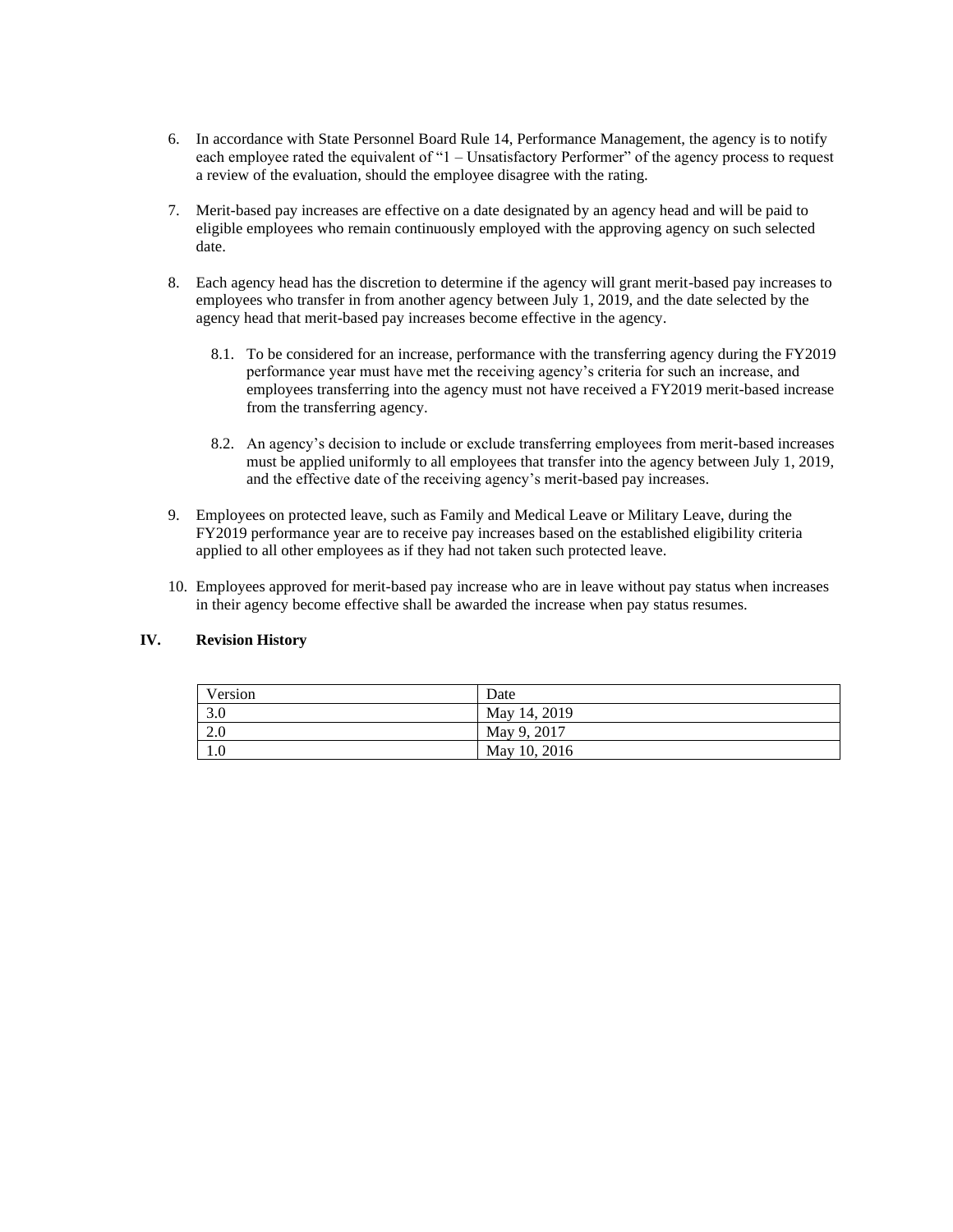6. In accordance with State Personnel Board Rule 14, Performance Management, the agency is to notify each employee rated the equivalent of "1 – Unsatisfactory Performer" of the agency process to request a review of the evaluation, should the employee disagree with the rating.

7. Merit-based pay increases are effective on a date designated by an agency head and will be paid to eligible employees who remain continuously employed with the approving agency on such selected date.

8. Each agency head has the discretion to determine if the agency will grant merit-based pay increases to employees who transfer in from another agency between July 1, 2019, and the date selected by the agency head that merit-based pay increases become effective in the agency.

    8.1. To be considered for an increase, performance with the transferring agency during the FY2019 performance year must have met the receiving agency's criteria for such an increase, and employees transferring into the agency must not have received a FY2019 merit-based increase from the transferring agency.

    8.2. An agency's decision to include or exclude transferring employees from merit-based increases must be applied uniformly to all employees that transfer into the agency between July 1, 2019, and the effective date of the receiving agency's merit-based pay increases.

9. Employees on protected leave, such as Family and Medical Leave or Military Leave, during the FY2019 performance year are to receive pay increases based on the established eligibility criteria applied to all other employees as if they had not taken such protected leave.

10. Employees approved for merit-based pay increase who are in leave without pay status when increases in their agency become effective shall be awarded the increase when pay status resumes.

## IV. Revision History

| Version | Date |
|---|---|
| 3.0 | May 14, 2019 |
| 2.0 | May 9, 2017 |
| 1.0 | May 10, 2016 |